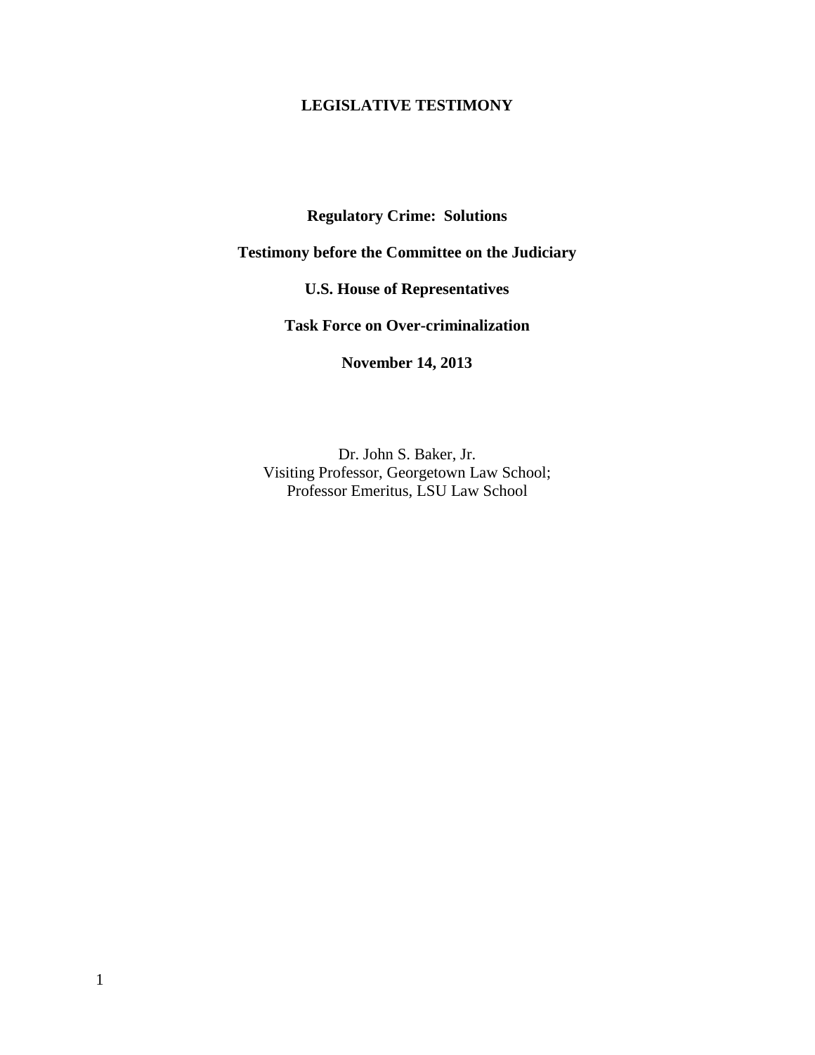**LEGISLATIVE TESTIMONY**

# Regulatory Crime: Solutions

**Testimony before the Committee on the Judiciary**

**U.S. House of Representatives**

**Task Force on Over-criminalization**

**November 14, 2013**

Dr. John S. Baker, Jr.
Visiting Professor, Georgetown Law School;
Professor Emeritus, LSU Law School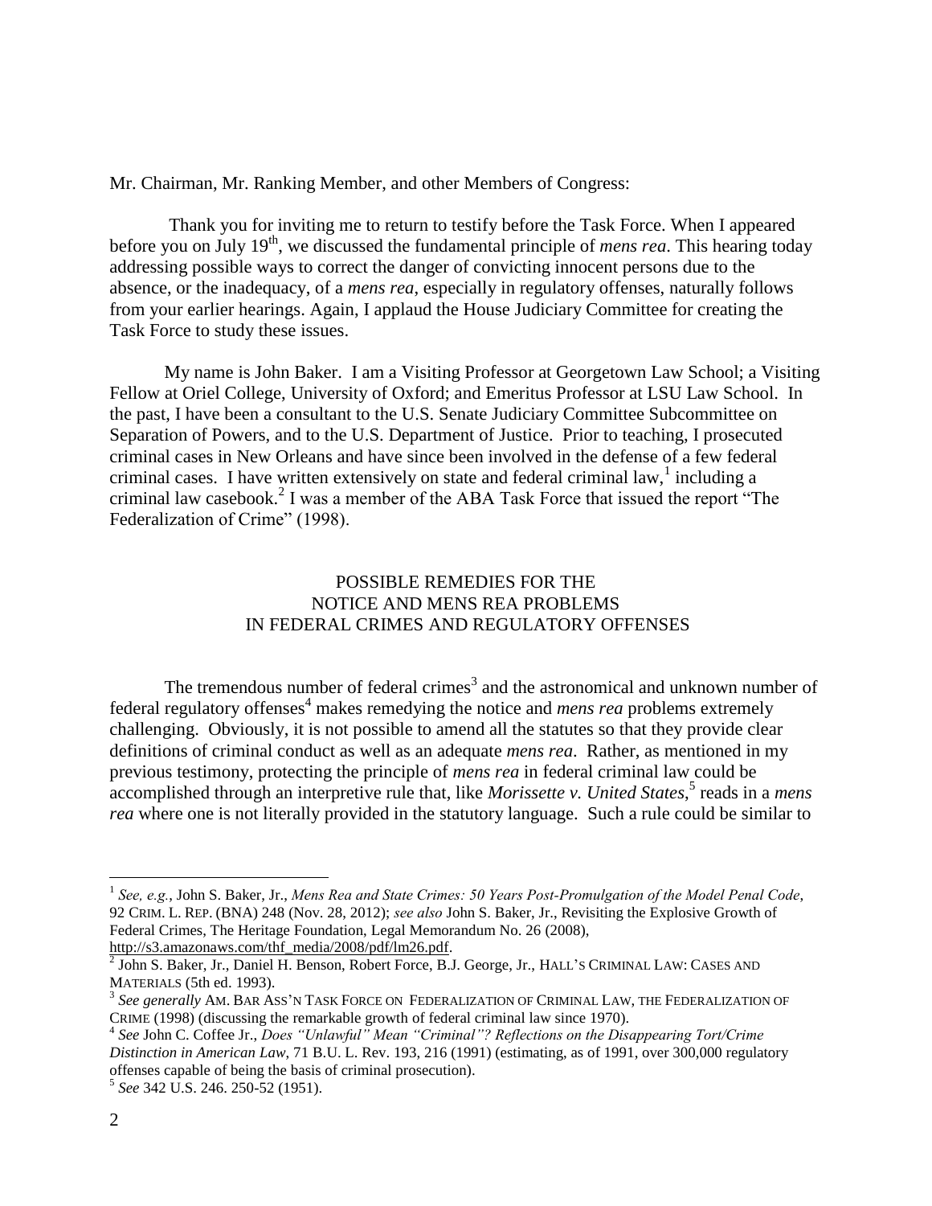Mr. Chairman, Mr. Ranking Member, and other Members of Congress:

Thank you for inviting me to return to testify before the Task Force. When I appeared before you on July 19th, we discussed the fundamental principle of *mens rea*. This hearing today addressing possible ways to correct the danger of convicting innocent persons due to the absence, or the inadequacy, of a *mens rea*, especially in regulatory offenses, naturally follows from your earlier hearings. Again, I applaud the House Judiciary Committee for creating the Task Force to study these issues.

My name is John Baker. I am a Visiting Professor at Georgetown Law School; a Visiting Fellow at Oriel College, University of Oxford; and Emeritus Professor at LSU Law School. In the past, I have been a consultant to the U.S. Senate Judiciary Committee Subcommittee on Separation of Powers, and to the U.S. Department of Justice. Prior to teaching, I prosecuted criminal cases in New Orleans and have since been involved in the defense of a few federal criminal cases. I have written extensively on state and federal criminal law,[1] including a criminal law casebook.[2] I was a member of the ABA Task Force that issued the report "The Federalization of Crime" (1998).

## POSSIBLE REMEDIES FOR THE NOTICE AND MENS REA PROBLEMS IN FEDERAL CRIMES AND REGULATORY OFFENSES

The tremendous number of federal crimes[3] and the astronomical and unknown number of federal regulatory offenses[4] makes remedying the notice and *mens rea* problems extremely challenging. Obviously, it is not possible to amend all the statutes so that they provide clear definitions of criminal conduct as well as an adequate *mens rea*. Rather, as mentioned in my previous testimony, protecting the principle of *mens rea* in federal criminal law could be accomplished through an interpretive rule that, like *Morissette v. United States*,[5] reads in a *mens rea* where one is not literally provided in the statutory language. Such a rule could be similar to

---

[1] *See, e.g.*, John S. Baker, Jr., *Mens Rea and State Crimes: 50 Years Post-Promulgation of the Model Penal Code*, 92 CRIM. L. REP. (BNA) 248 (Nov. 28, 2012); *see also* John S. Baker, Jr., Revisiting the Explosive Growth of Federal Crimes, The Heritage Foundation, Legal Memorandum No. 26 (2008), http://s3.amazonaws.com/thf_media/2008/pdf/lm26.pdf.

[2] John S. Baker, Jr., Daniel H. Benson, Robert Force, B.J. George, Jr., HALL'S CRIMINAL LAW: CASES AND MATERIALS (5th ed. 1993).

[3] *See generally* AM. BAR ASS'N TASK FORCE ON FEDERALIZATION OF CRIMINAL LAW, THE FEDERALIZATION OF CRIME (1998) (discussing the remarkable growth of federal criminal law since 1970).

[4] *See* John C. Coffee Jr., *Does "Unlawful" Mean "Criminal"? Reflections on the Disappearing Tort/Crime Distinction in American Law*, 71 B.U. L. Rev. 193, 216 (1991) (estimating, as of 1991, over 300,000 regulatory offenses capable of being the basis of criminal prosecution).

[5] *See* 342 U.S. 246. 250-52 (1951).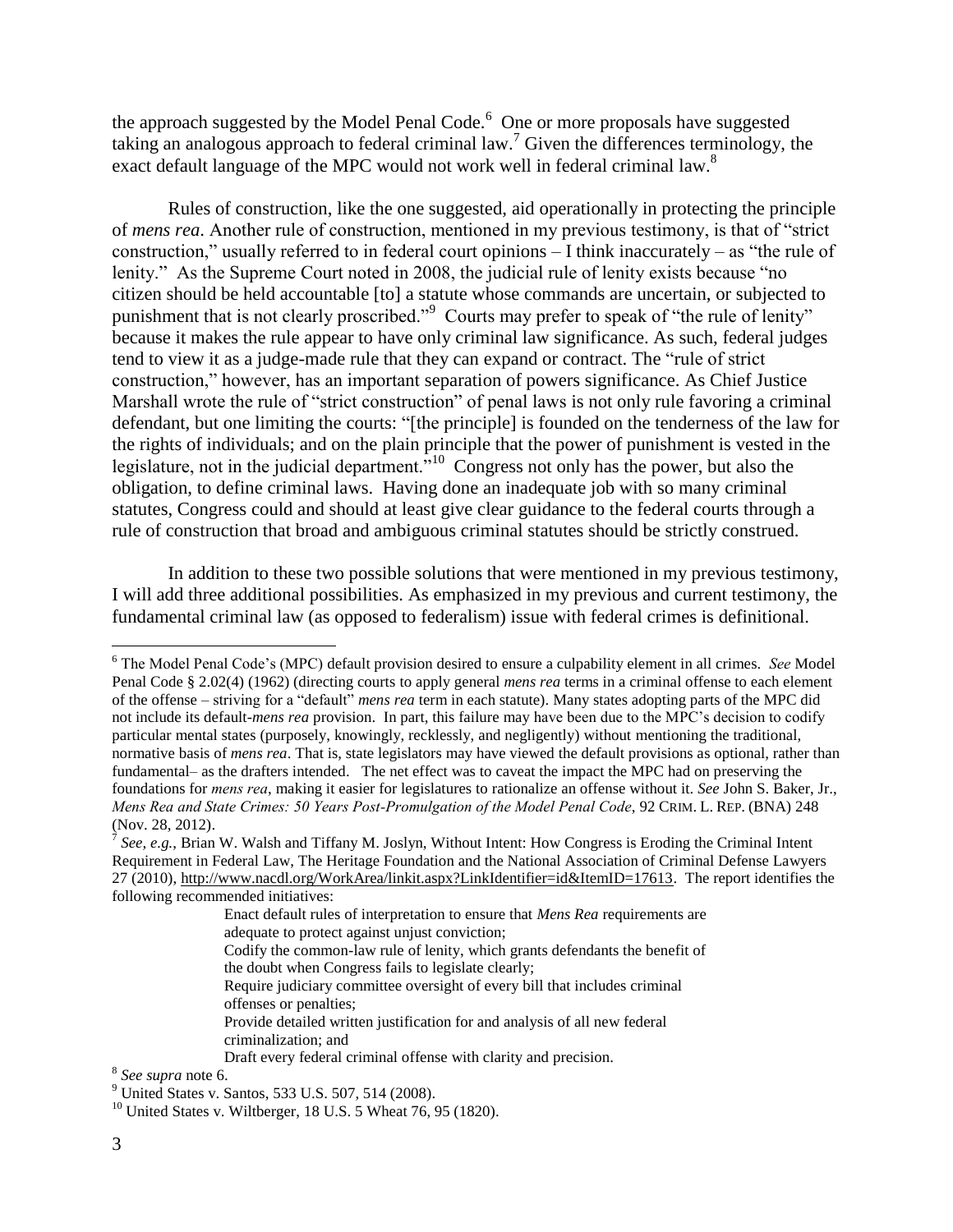the approach suggested by the Model Penal Code.[6] One or more proposals have suggested taking an analogous approach to federal criminal law.[7] Given the differences terminology, the exact default language of the MPC would not work well in federal criminal law.[8]

Rules of construction, like the one suggested, aid operationally in protecting the principle of *mens rea*. Another rule of construction, mentioned in my previous testimony, is that of "strict construction," usually referred to in federal court opinions – I think inaccurately – as "the rule of lenity." As the Supreme Court noted in 2008, the judicial rule of lenity exists because "no citizen should be held accountable [to] a statute whose commands are uncertain, or subjected to punishment that is not clearly proscribed."[9] Courts may prefer to speak of "the rule of lenity" because it makes the rule appear to have only criminal law significance. As such, federal judges tend to view it as a judge-made rule that they can expand or contract. The "rule of strict construction," however, has an important separation of powers significance. As Chief Justice Marshall wrote the rule of "strict construction" of penal laws is not only rule favoring a criminal defendant, but one limiting the courts: "[the principle] is founded on the tenderness of the law for the rights of individuals; and on the plain principle that the power of punishment is vested in the legislature, not in the judicial department."[10] Congress not only has the power, but also the obligation, to define criminal laws. Having done an inadequate job with so many criminal statutes, Congress could and should at least give clear guidance to the federal courts through a rule of construction that broad and ambiguous criminal statutes should be strictly construed.

In addition to these two possible solutions that were mentioned in my previous testimony, I will add three additional possibilities. As emphasized in my previous and current testimony, the fundamental criminal law (as opposed to federalism) issue with federal crimes is definitional.

---

[6] The Model Penal Code's (MPC) default provision desired to ensure a culpability element in all crimes. *See* Model Penal Code § 2.02(4) (1962) (directing courts to apply general *mens rea* terms in a criminal offense to each element of the offense – striving for a "default" *mens rea* term in each statute). Many states adopting parts of the MPC did not include its default-*mens rea* provision. In part, this failure may have been due to the MPC's decision to codify particular mental states (purposely, knowingly, recklessly, and negligently) without mentioning the traditional, normative basis of *mens rea*. That is, state legislators may have viewed the default provisions as optional, rather than fundamental– as the drafters intended. The net effect was to caveat the impact the MPC had on preserving the foundations for *mens rea*, making it easier for legislatures to rationalize an offense without it. *See* John S. Baker, Jr., *Mens Rea and State Crimes: 50 Years Post-Promulgation of the Model Penal Code*, 92 CRIM. L. REP. (BNA) 248 (Nov. 28, 2012).

[7] *See, e.g.*, Brian W. Walsh and Tiffany M. Joslyn, Without Intent: How Congress is Eroding the Criminal Intent Requirement in Federal Law, The Heritage Foundation and the National Association of Criminal Defense Lawyers 27 (2010), http://www.nacdl.org/WorkArea/linkit.aspx?LinkIdentifier=id&ItemID=17613. The report identifies the following recommended initiatives:

> Enact default rules of interpretation to ensure that *Mens Rea* requirements are adequate to protect against unjust conviction;
> Codify the common-law rule of lenity, which grants defendants the benefit of the doubt when Congress fails to legislate clearly;
> Require judiciary committee oversight of every bill that includes criminal offenses or penalties;
> Provide detailed written justification for and analysis of all new federal criminalization; and
> Draft every federal criminal offense with clarity and precision.

[8] *See supra* note 6.

[9] United States v. Santos, 533 U.S. 507, 514 (2008).

[10] United States v. Wiltberger, 18 U.S. 5 Wheat 76, 95 (1820).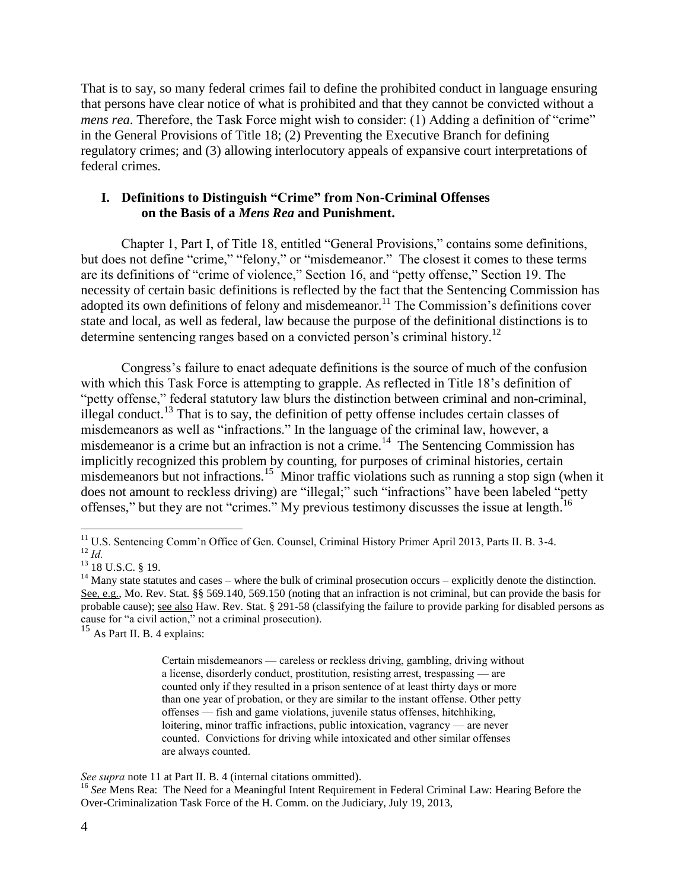That is to say, so many federal crimes fail to define the prohibited conduct in language ensuring that persons have clear notice of what is prohibited and that they cannot be convicted without a *mens rea*. Therefore, the Task Force might wish to consider: (1) Adding a definition of "crime" in the General Provisions of Title 18; (2) Preventing the Executive Branch for defining regulatory crimes; and (3) allowing interlocutory appeals of expansive court interpretations of federal crimes.

## I. Definitions to Distinguish "Crime" from Non-Criminal Offenses on the Basis of a *Mens Rea* and Punishment.

Chapter 1, Part I, of Title 18, entitled "General Provisions," contains some definitions, but does not define "crime," "felony," or "misdemeanor." The closest it comes to these terms are its definitions of "crime of violence," Section 16, and "petty offense," Section 19. The necessity of certain basic definitions is reflected by the fact that the Sentencing Commission has adopted its own definitions of felony and misdemeanor.[11] The Commission's definitions cover state and local, as well as federal, law because the purpose of the definitional distinctions is to determine sentencing ranges based on a convicted person's criminal history.[12]

Congress's failure to enact adequate definitions is the source of much of the confusion with which this Task Force is attempting to grapple. As reflected in Title 18's definition of "petty offense," federal statutory law blurs the distinction between criminal and non-criminal, illegal conduct.[13] That is to say, the definition of petty offense includes certain classes of misdemeanors as well as "infractions." In the language of the criminal law, however, a misdemeanor is a crime but an infraction is not a crime.[14] The Sentencing Commission has implicitly recognized this problem by counting, for purposes of criminal histories, certain misdemeanors but not infractions.[15] Minor traffic violations such as running a stop sign (when it does not amount to reckless driving) are "illegal;" such "infractions" have been labeled "petty offenses," but they are not "crimes." My previous testimony discusses the issue at length.[16]

---

[11] U.S. Sentencing Comm'n Office of Gen. Counsel, Criminal History Primer April 2013, Parts II. B. 3-4.

[12] *Id.*

[13] 18 U.S.C. § 19.

[14] Many state statutes and cases – where the bulk of criminal prosecution occurs – explicitly denote the distinction. See, e.g., Mo. Rev. Stat. §§ 569.140, 569.150 (noting that an infraction is not criminal, but can provide the basis for probable cause); see also Haw. Rev. Stat. § 291-58 (classifying the failure to provide parking for disabled persons as cause for "a civil action," not a criminal prosecution).

[15] As Part II. B. 4 explains:

> Certain misdemeanors — careless or reckless driving, gambling, driving without a license, disorderly conduct, prostitution, resisting arrest, trespassing — are counted only if they resulted in a prison sentence of at least thirty days or more than one year of probation, or they are similar to the instant offense. Other petty offenses — fish and game violations, juvenile status offenses, hitchhiking, loitering, minor traffic infractions, public intoxication, vagrancy — are never counted. Convictions for driving while intoxicated and other similar offenses are always counted.

*See supra* note 11 at Part II. B. 4 (internal citations ommitted).

[16] *See* Mens Rea: The Need for a Meaningful Intent Requirement in Federal Criminal Law: Hearing Before the Over-Criminalization Task Force of the H. Comm. on the Judiciary, July 19, 2013,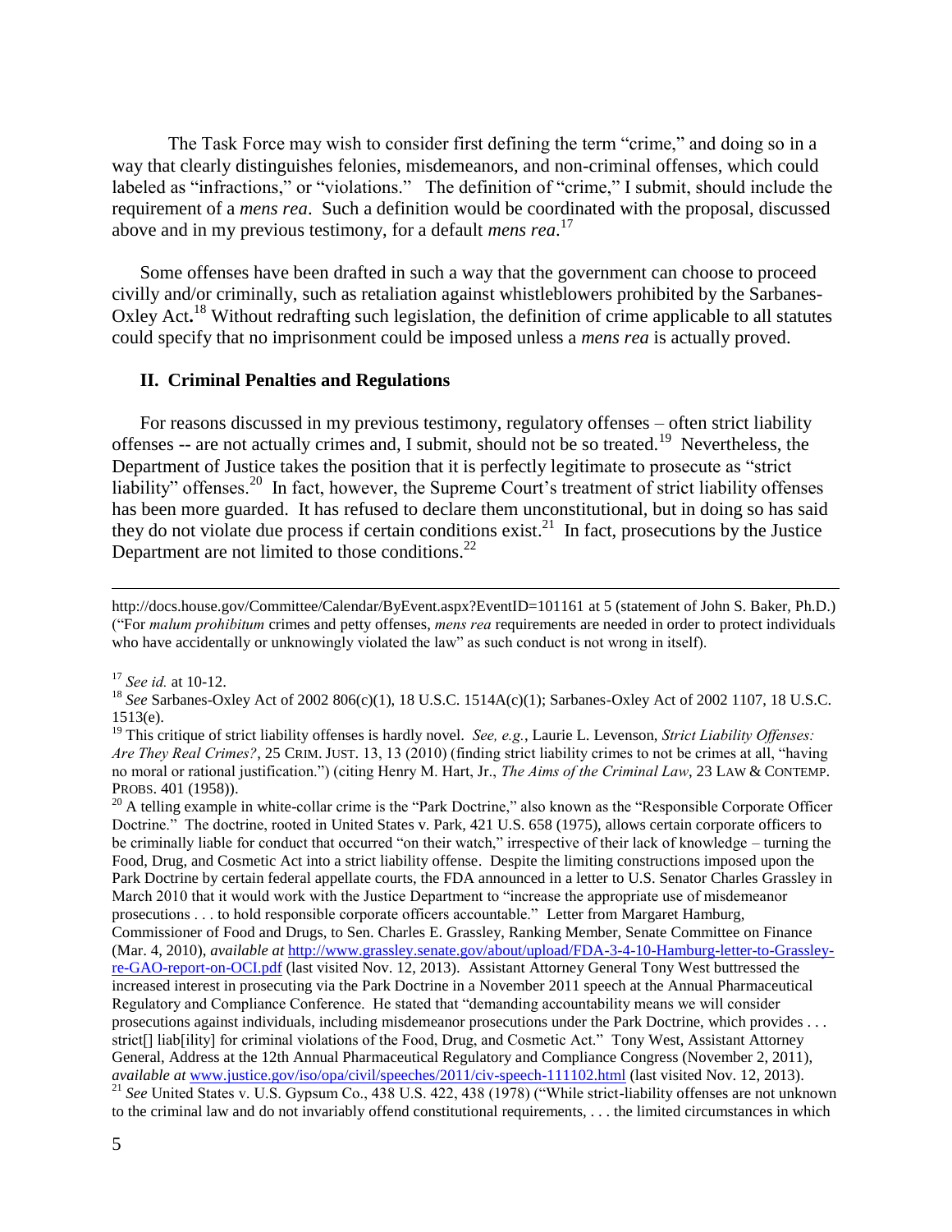The Task Force may wish to consider first defining the term "crime," and doing so in a way that clearly distinguishes felonies, misdemeanors, and non-criminal offenses, which could labeled as "infractions," or "violations." The definition of "crime," I submit, should include the requirement of a *mens rea*. Such a definition would be coordinated with the proposal, discussed above and in my previous testimony, for a default *mens rea*.[17]

Some offenses have been drafted in such a way that the government can choose to proceed civilly and/or criminally, such as retaliation against whistleblowers prohibited by the Sarbanes-Oxley Act**.**[18] Without redrafting such legislation, the definition of crime applicable to all statutes could specify that no imprisonment could be imposed unless a *mens rea* is actually proved.

### II. Criminal Penalties and Regulations

For reasons discussed in my previous testimony, regulatory offenses – often strict liability offenses -- are not actually crimes and, I submit, should not be so treated.[19] Nevertheless, the Department of Justice takes the position that it is perfectly legitimate to prosecute as "strict liability" offenses.[20] In fact, however, the Supreme Court's treatment of strict liability offenses has been more guarded. It has refused to declare them unconstitutional, but in doing so has said they do not violate due process if certain conditions exist.[21] In fact, prosecutions by the Justice Department are not limited to those conditions.[22]

---

http://docs.house.gov/Committee/Calendar/ByEvent.aspx?EventID=101161 at 5 (statement of John S. Baker, Ph.D.) ("For *malum prohibitum* crimes and petty offenses, *mens rea* requirements are needed in order to protect individuals who have accidentally or unknowingly violated the law" as such conduct is not wrong in itself).

[17] *See id.* at 10-12.

[18] *See* Sarbanes-Oxley Act of 2002 806(c)(1), 18 U.S.C. 1514A(c)(1); Sarbanes-Oxley Act of 2002 1107, 18 U.S.C. 1513(e).

[19] This critique of strict liability offenses is hardly novel. *See, e.g.*, Laurie L. Levenson, *Strict Liability Offenses: Are They Real Crimes?*, 25 CRIM. JUST. 13, 13 (2010) (finding strict liability crimes to not be crimes at all, "having no moral or rational justification.") (citing Henry M. Hart, Jr., *The Aims of the Criminal Law*, 23 LAW & CONTEMP. PROBS. 401 (1958)).

[20] A telling example in white-collar crime is the "Park Doctrine," also known as the "Responsible Corporate Officer Doctrine." The doctrine, rooted in United States v. Park, 421 U.S. 658 (1975), allows certain corporate officers to be criminally liable for conduct that occurred "on their watch," irrespective of their lack of knowledge – turning the Food, Drug, and Cosmetic Act into a strict liability offense. Despite the limiting constructions imposed upon the Park Doctrine by certain federal appellate courts, the FDA announced in a letter to U.S. Senator Charles Grassley in March 2010 that it would work with the Justice Department to "increase the appropriate use of misdemeanor prosecutions . . . to hold responsible corporate officers accountable." Letter from Margaret Hamburg, Commissioner of Food and Drugs, to Sen. Charles E. Grassley, Ranking Member, Senate Committee on Finance (Mar. 4, 2010), *available at* http://www.grassley.senate.gov/about/upload/FDA-3-4-10-Hamburg-letter-to-Grassley-re-GAO-report-on-OCI.pdf (last visited Nov. 12, 2013). Assistant Attorney General Tony West buttressed the increased interest in prosecuting via the Park Doctrine in a November 2011 speech at the Annual Pharmaceutical Regulatory and Compliance Conference. He stated that "demanding accountability means we will consider prosecutions against individuals, including misdemeanor prosecutions under the Park Doctrine, which provides . . . strict[] liab[ility] for criminal violations of the Food, Drug, and Cosmetic Act." Tony West, Assistant Attorney General, Address at the 12th Annual Pharmaceutical Regulatory and Compliance Congress (November 2, 2011), *available at* www.justice.gov/iso/opa/civil/speeches/2011/civ-speech-111102.html (last visited Nov. 12, 2013).

[21] *See* United States v. U.S. Gypsum Co., 438 U.S. 422, 438 (1978) ("While strict-liability offenses are not unknown to the criminal law and do not invariably offend constitutional requirements, . . . the limited circumstances in which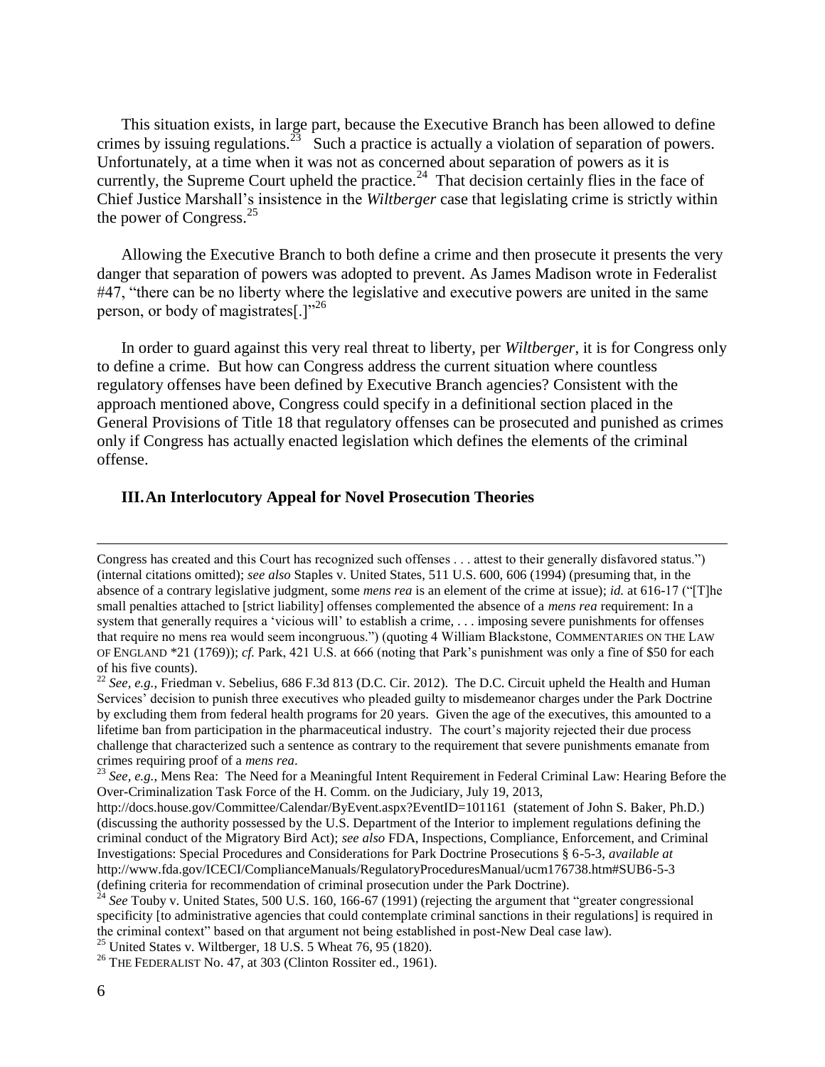This situation exists, in large part, because the Executive Branch has been allowed to define crimes by issuing regulations.[23] Such a practice is actually a violation of separation of powers. Unfortunately, at a time when it was not as concerned about separation of powers as it is currently, the Supreme Court upheld the practice.[24] That decision certainly flies in the face of Chief Justice Marshall's insistence in the *Wiltberger* case that legislating crime is strictly within the power of Congress.[25]

Allowing the Executive Branch to both define a crime and then prosecute it presents the very danger that separation of powers was adopted to prevent. As James Madison wrote in Federalist #47, "there can be no liberty where the legislative and executive powers are united in the same person, or body of magistrates[.]"[26]

In order to guard against this very real threat to liberty, per *Wiltberger*, it is for Congress only to define a crime. But how can Congress address the current situation where countless regulatory offenses have been defined by Executive Branch agencies? Consistent with the approach mentioned above, Congress could specify in a definitional section placed in the General Provisions of Title 18 that regulatory offenses can be prosecuted and punished as crimes only if Congress has actually enacted legislation which defines the elements of the criminal offense.

### III. An Interlocutory Appeal for Novel Prosecution Theories

---

Congress has created and this Court has recognized such offenses . . . attest to their generally disfavored status.") (internal citations omitted); *see also* Staples v. United States, 511 U.S. 600, 606 (1994) (presuming that, in the absence of a contrary legislative judgment, some *mens rea* is an element of the crime at issue); *id.* at 616-17 ("[T]he small penalties attached to [strict liability] offenses complemented the absence of a *mens rea* requirement: In a system that generally requires a 'vicious will' to establish a crime, . . . imposing severe punishments for offenses that require no mens rea would seem incongruous.") (quoting 4 William Blackstone, COMMENTARIES ON THE LAW OF ENGLAND *21 (1769)); *cf.* Park, 421 U.S. at 666 (noting that Park's punishment was only a fine of $50 for each of his five counts).

[22] *See, e.g.*, Friedman v. Sebelius, 686 F.3d 813 (D.C. Cir. 2012). The D.C. Circuit upheld the Health and Human Services' decision to punish three executives who pleaded guilty to misdemeanor charges under the Park Doctrine by excluding them from federal health programs for 20 years. Given the age of the executives, this amounted to a lifetime ban from participation in the pharmaceutical industry. The court's majority rejected their due process challenge that characterized such a sentence as contrary to the requirement that severe punishments emanate from crimes requiring proof of a *mens rea*.

[23] *See, e.g.*, Mens Rea: The Need for a Meaningful Intent Requirement in Federal Criminal Law: Hearing Before the Over-Criminalization Task Force of the H. Comm. on the Judiciary, July 19, 2013, http://docs.house.gov/Committee/Calendar/ByEvent.aspx?EventID=101161 (statement of John S. Baker, Ph.D.) (discussing the authority possessed by the U.S. Department of the Interior to implement regulations defining the criminal conduct of the Migratory Bird Act); *see also* FDA, Inspections, Compliance, Enforcement, and Criminal Investigations: Special Procedures and Considerations for Park Doctrine Prosecutions § 6-5-3, *available at* http://www.fda.gov/ICECI/ComplianceManuals/RegulatoryProceduresManual/ucm176738.htm#SUB6-5-3 (defining criteria for recommendation of criminal prosecution under the Park Doctrine).

[24] *See* Touby v. United States, 500 U.S. 160, 166-67 (1991) (rejecting the argument that "greater congressional specificity [to administrative agencies that could contemplate criminal sanctions in their regulations] is required in the criminal context" based on that argument not being established in post-New Deal case law).

[25] United States v. Wiltberger, 18 U.S. 5 Wheat 76, 95 (1820).

[26] THE FEDERALIST No. 47, at 303 (Clinton Rossiter ed., 1961).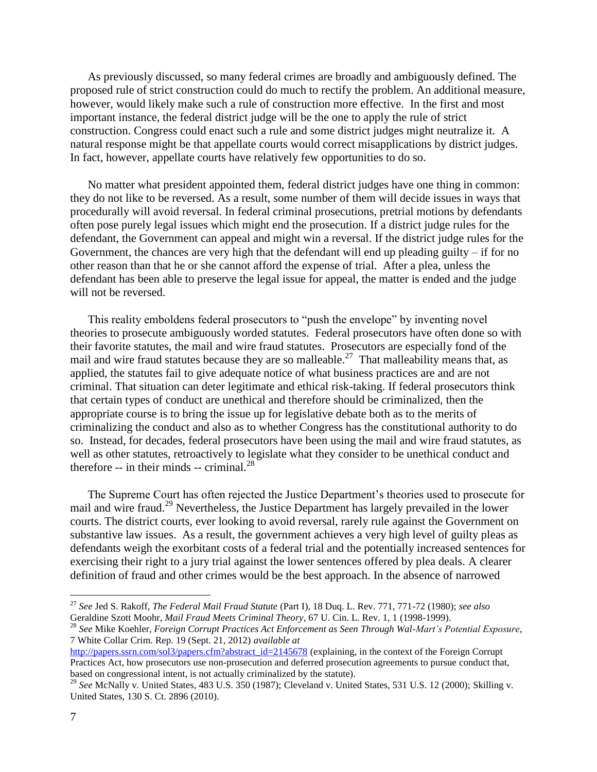As previously discussed, so many federal crimes are broadly and ambiguously defined. The proposed rule of strict construction could do much to rectify the problem. An additional measure, however, would likely make such a rule of construction more effective. In the first and most important instance, the federal district judge will be the one to apply the rule of strict construction. Congress could enact such a rule and some district judges might neutralize it. A natural response might be that appellate courts would correct misapplications by district judges. In fact, however, appellate courts have relatively few opportunities to do so.

No matter what president appointed them, federal district judges have one thing in common: they do not like to be reversed. As a result, some number of them will decide issues in ways that procedurally will avoid reversal. In federal criminal prosecutions, pretrial motions by defendants often pose purely legal issues which might end the prosecution. If a district judge rules for the defendant, the Government can appeal and might win a reversal. If the district judge rules for the Government, the chances are very high that the defendant will end up pleading guilty – if for no other reason than that he or she cannot afford the expense of trial. After a plea, unless the defendant has been able to preserve the legal issue for appeal, the matter is ended and the judge will not be reversed.

This reality emboldens federal prosecutors to "push the envelope" by inventing novel theories to prosecute ambiguously worded statutes. Federal prosecutors have often done so with their favorite statutes, the mail and wire fraud statutes. Prosecutors are especially fond of the mail and wire fraud statutes because they are so malleable.[27] That malleability means that, as applied, the statutes fail to give adequate notice of what business practices are and are not criminal. That situation can deter legitimate and ethical risk-taking. If federal prosecutors think that certain types of conduct are unethical and therefore should be criminalized, then the appropriate course is to bring the issue up for legislative debate both as to the merits of criminalizing the conduct and also as to whether Congress has the constitutional authority to do so. Instead, for decades, federal prosecutors have been using the mail and wire fraud statutes, as well as other statutes, retroactively to legislate what they consider to be unethical conduct and therefore -- in their minds -- criminal.[28]

The Supreme Court has often rejected the Justice Department's theories used to prosecute for mail and wire fraud.[29] Nevertheless, the Justice Department has largely prevailed in the lower courts. The district courts, ever looking to avoid reversal, rarely rule against the Government on substantive law issues. As a result, the government achieves a very high level of guilty pleas as defendants weigh the exorbitant costs of a federal trial and the potentially increased sentences for exercising their right to a jury trial against the lower sentences offered by plea deals. A clearer definition of fraud and other crimes would be the best approach. In the absence of narrowed

---

[27] *See* Jed S. Rakoff, *The Federal Mail Fraud Statute* (Part I), 18 Duq. L. Rev. 771, 771-72 (1980); *see also* Geraldine Szott Moohr, *Mail Fraud Meets Criminal Theory*, 67 U. Cin. L. Rev. 1, 1 (1998-1999).

[28] *See* Mike Koehler, *Foreign Corrupt Practices Act Enforcement as Seen Through Wal-Mart's Potential Exposure*, 7 White Collar Crim. Rep. 19 (Sept. 21, 2012) *available at* http://papers.ssrn.com/sol3/papers.cfm?abstract_id=2145678 (explaining, in the context of the Foreign Corrupt Practices Act, how prosecutors use non-prosecution and deferred prosecution agreements to pursue conduct that, based on congressional intent, is not actually criminalized by the statute).

[29] *See* McNally v. United States, 483 U.S. 350 (1987); Cleveland v. United States, 531 U.S. 12 (2000); Skilling v. United States, 130 S. Ct. 2896 (2010).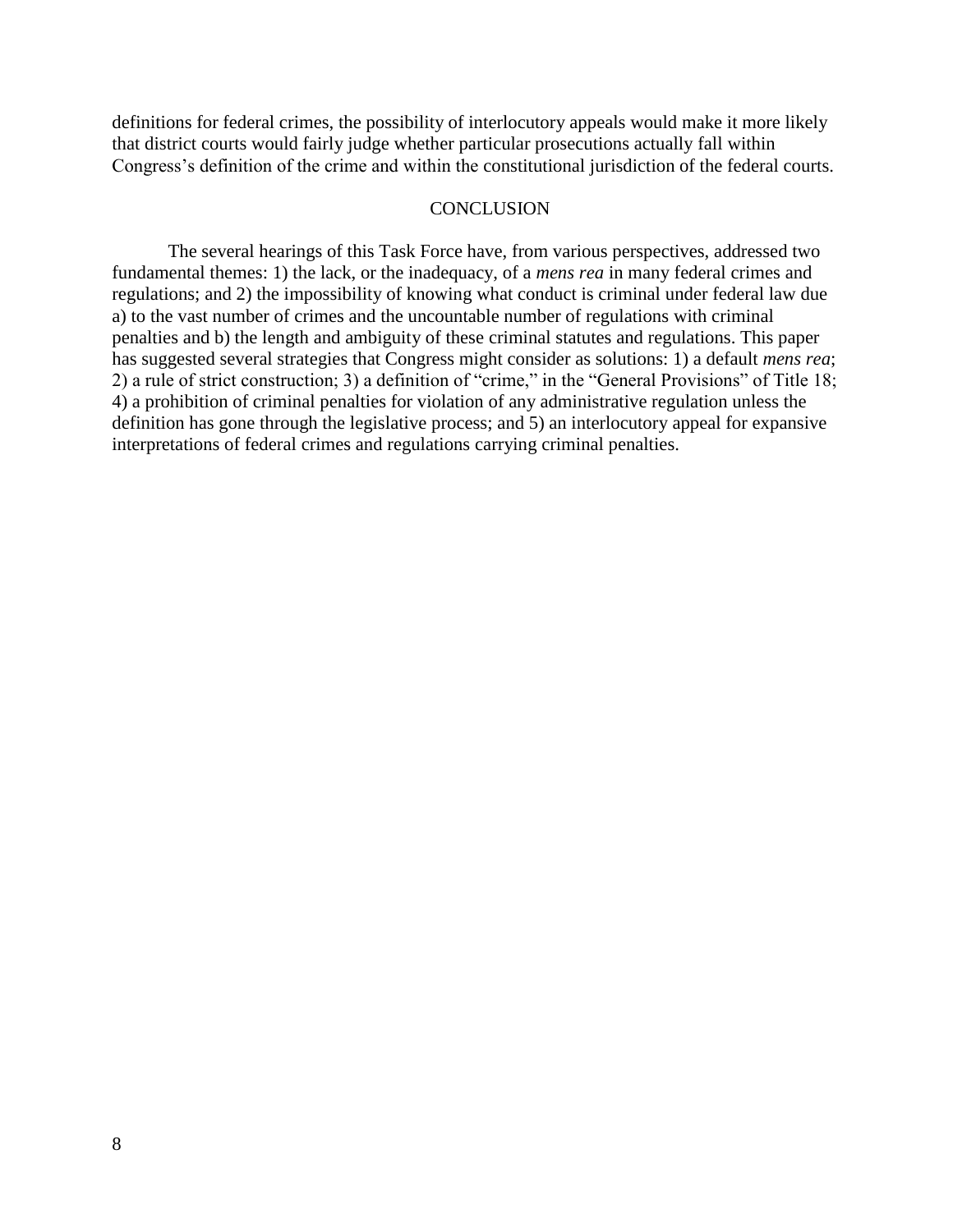definitions for federal crimes, the possibility of interlocutory appeals would make it more likely that district courts would fairly judge whether particular prosecutions actually fall within Congress's definition of the crime and within the constitutional jurisdiction of the federal courts.

## CONCLUSION

The several hearings of this Task Force have, from various perspectives, addressed two fundamental themes: 1) the lack, or the inadequacy, of a *mens rea* in many federal crimes and regulations; and 2) the impossibility of knowing what conduct is criminal under federal law due a) to the vast number of crimes and the uncountable number of regulations with criminal penalties and b) the length and ambiguity of these criminal statutes and regulations. This paper has suggested several strategies that Congress might consider as solutions: 1) a default *mens rea*; 2) a rule of strict construction; 3) a definition of "crime," in the "General Provisions" of Title 18; 4) a prohibition of criminal penalties for violation of any administrative regulation unless the definition has gone through the legislative process; and 5) an interlocutory appeal for expansive interpretations of federal crimes and regulations carrying criminal penalties.